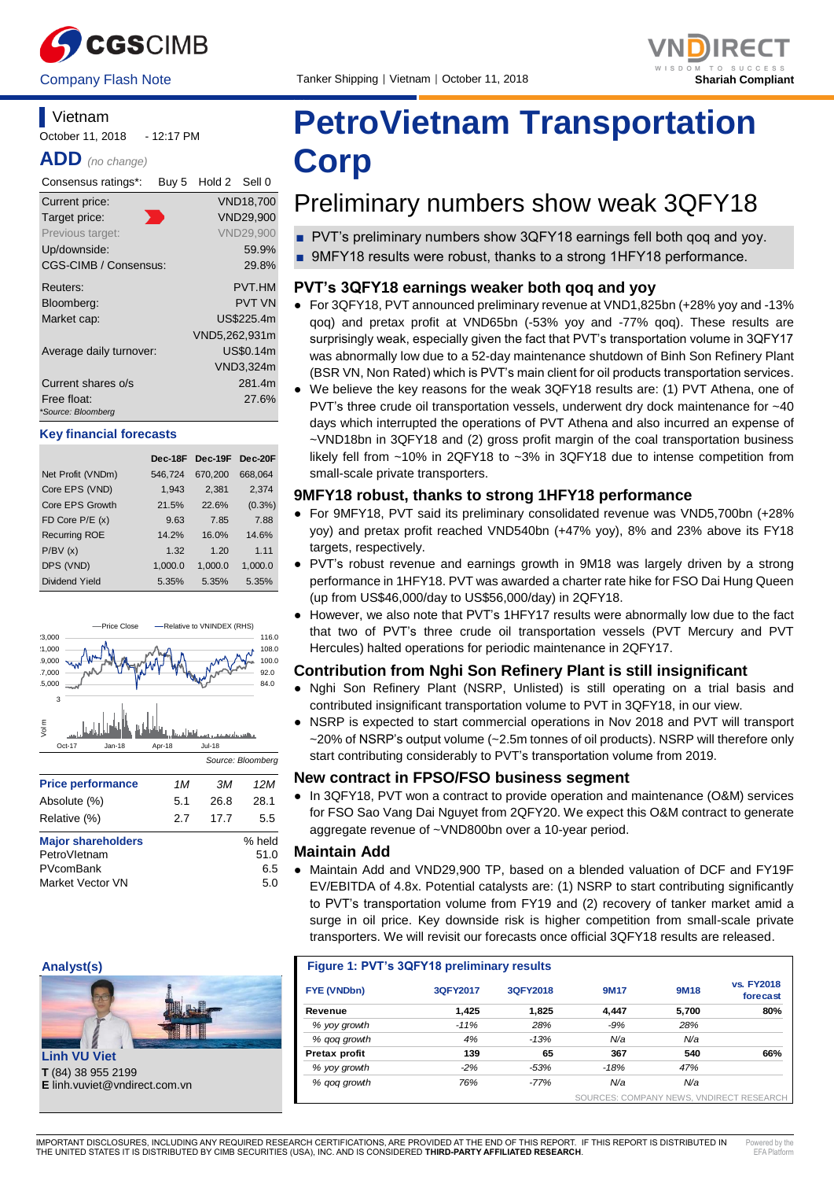CGS CIMB | Company Flash Note | Tanker Shipping | Vietnam | October 11, 2018 | VNDIRECT — Shariah Compliant

# PetroVietnam Transportation Corp

## Preliminary numbers show weak 3QFY18

- PVT's preliminary numbers show 3QFY18 earnings fell both qoq and yoy.
- 9MFY18 results were robust, thanks to a strong 1HFY18 performance.

Vietnam
October 11, 2018 - 12:17 PM

**ADD** *(no change)*

| Consensus ratings*: | Buy 5 | Hold 2 | Sell 0 |
|---|---|---|---|

| | |
|---|---|
| Current price: | VND18,700 |
| Target price: | VND29,900 |
| Previous target: | VND29,900 |
| Up/downside: | 59.9% |
| CGS-CIMB / Consensus: | 29.8% |
| Reuters: | PVT.HM |
| Bloomberg: | PVT VN |
| Market cap: | US$225.4m |
| | VND5,262,931m |
| Average daily turnover: | US$0.14m |
| | VND3,324m |
| Current shares o/s | 281.4m |
| Free float: | 27.6% |

*Source: Bloomberg

### Key financial forecasts

| | Dec-18F | Dec-19F | Dec-20F |
|---|---|---|---|
| Net Profit (VNDm) | 546,724 | 670,200 | 668,064 |
| Core EPS (VND) | 1,943 | 2,381 | 2,374 |
| Core EPS Growth | 21.5% | 22.6% | (0.3%) |
| FD Core P/E (x) | 9.63 | 7.85 | 7.88 |
| Recurring ROE | 14.2% | 16.0% | 14.6% |
| P/BV (x) | 1.32 | 1.20 | 1.11 |
| DPS (VND) | 1,000.0 | 1,000.0 | 1,000.0 |
| Dividend Yield | 5.35% | 5.35% | 5.35% |

Source: Bloomberg

| Price performance | 1M | 3M | 12M |
|---|---|---|---|
| Absolute (%) | 5.1 | 26.8 | 28.1 |
| Relative (%) | 2.7 | 17.7 | 5.5 |

| Major shareholders | % held |
|---|---|
| PetroVietnam | 51.0 |
| PVcomBank | 6.5 |
| Market Vector VN | 5.0 |

### PVT's 3QFY18 earnings weaker both qoq and yoy

- For 3QFY18, PVT announced preliminary revenue at VND1,825bn (+28% yoy and -13% qoq) and pretax profit at VND65bn (-53% yoy and -77% qoq). These results are surprisingly weak, especially given the fact that PVT's transportation volume in 3QFY17 was abnormally low due to a 52-day maintenance shutdown of Binh Son Refinery Plant (BSR VN, Non Rated) which is PVT's main client for oil products transportation services.
- We believe the key reasons for the weak 3QFY18 results are: (1) PVT Athena, one of PVT's three crude oil transportation vessels, underwent dry dock maintenance for ~40 days which interrupted the operations of PVT Athena and also incurred an expense of ~VND18bn in 3QFY18 and (2) gross profit margin of the coal transportation business likely fell from ~10% in 2QFY18 to ~3% in 3QFY18 due to intense competition from small-scale private transporters.

### 9MFY18 robust, thanks to strong 1HFY18 performance

- For 9MFY18, PVT said its preliminary consolidated revenue was VND5,700bn (+28% yoy) and pretax profit reached VND540bn (+47% yoy), 8% and 23% above its FY18 targets, respectively.
- PVT's robust revenue and earnings growth in 9M18 was largely driven by a strong performance in 1HFY18. PVT was awarded a charter rate hike for FSO Dai Hung Queen (up from US$46,000/day to US$56,000/day) in 2QFY18.
- However, we also note that PVT's 1HFY17 results were abnormally low due to the fact that two of PVT's three crude oil transportation vessels (PVT Mercury and PVT Hercules) halted operations for periodic maintenance in 2QFY17.

### Contribution from Nghi Son Refinery Plant is still insignificant

- Nghi Son Refinery Plant (NSRP, Unlisted) is still operating on a trial basis and contributed insignificant transportation volume to PVT in 3QFY18, in our view.
- NSRP is expected to start commercial operations in Nov 2018 and PVT will transport ~20% of NSRP's output volume (~2.5m tonnes of oil products). NSRP will therefore only start contributing considerably to PVT's transportation volume from 2019.

### New contract in FPSO/FSO business segment

- In 3QFY18, PVT won a contract to provide operation and maintenance (O&M) services for FSO Sao Vang Dai Nguyet from 2QFY20. We expect this O&M contract to generate aggregate revenue of ~VND800bn over a 10-year period.

### Maintain Add

- Maintain Add and VND29,900 TP, based on a blended valuation of DCF and FY19F EV/EBITDA of 4.8x. Potential catalysts are: (1) NSRP to start contributing significantly to PVT's transportation volume from FY19 and (2) recovery of tanker market amid a surge in oil price. Key downside risk is higher competition from small-scale private transporters. We will revisit our forecasts once official 3QFY18 results are released.

**Figure 1: PVT's 3QFY18 preliminary results**

| FYE (VNDbn) | 3QFY2017 | 3QFY2018 | 9M17 | 9M18 | vs. FY2018 forecast |
|---|---|---|---|---|---|
| **Revenue** | 1,425 | 1,825 | 4,447 | 5,700 | 80% |
| *% yoy growth* | -11% | 28% | -9% | 28% | |
| *% qoq growth* | 4% | -13% | N/a | N/a | |
| **Pretax profit** | 139 | 65 | 367 | 540 | 66% |
| *% yoy growth* | -2% | -53% | -18% | 47% | |
| *% qoq growth* | 76% | -77% | N/a | N/a | |

SOURCES: COMPANY NEWS, VNDIRECT RESEARCH

**Analyst(s)**

**Linh VU Viet**
**T** (84) 38 955 2199
**E** linh.vuviet@vndirect.com.vn

IMPORTANT DISCLOSURES, INCLUDING ANY REQUIRED RESEARCH CERTIFICATIONS, ARE PROVIDED AT THE END OF THIS REPORT. IF THIS REPORT IS DISTRIBUTED IN THE UNITED STATES IT IS DISTRIBUTED BY CIMB SECURITIES (USA), INC. AND IS CONSIDERED **THIRD-PARTY AFFILIATED RESEARCH**.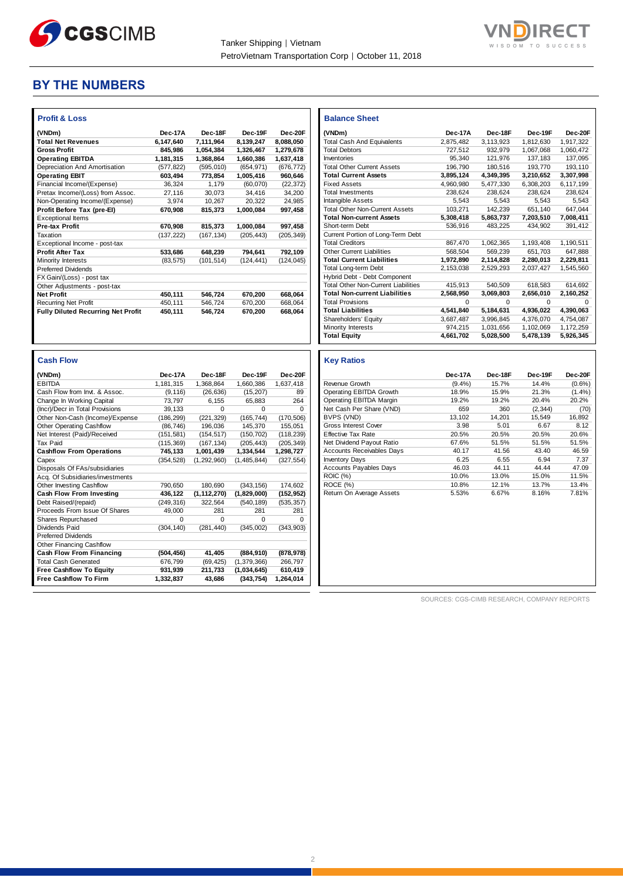## BY THE NUMBERS

### Profit & Loss

| (VNDm) | Dec-17A | Dec-18F | Dec-19F | Dec-20F |
|---|---|---|---|---|
| **Total Net Revenues** | **6,147,640** | **7,111,964** | **8,139,247** | **8,088,050** |
| **Gross Profit** | **845,986** | **1,054,384** | **1,326,467** | **1,279,678** |
| **Operating EBITDA** | **1,181,315** | **1,368,864** | **1,660,386** | **1,637,418** |
| Depreciation And Amortisation | (577,822) | (595,010) | (654,971) | (676,772) |
| **Operating EBIT** | **603,494** | **773,854** | **1,005,416** | **960,646** |
| Financial Income/(Expense) | 36,324 | 1,179 | (60,070) | (22,372) |
| Pretax Income/(Loss) from Assoc. | 27,116 | 30,073 | 34,416 | 34,200 |
| Non-Operating Income/(Expense) | 3,974 | 10,267 | 20,322 | 24,985 |
| **Profit Before Tax (pre-EI)** | **670,908** | **815,373** | **1,000,084** | **997,458** |
| Exceptional Items | | | | |
| **Pre-tax Profit** | **670,908** | **815,373** | **1,000,084** | **997,458** |
| Taxation | (137,222) | (167,134) | (205,443) | (205,349) |
| Exceptional Income - post-tax | | | | |
| **Profit After Tax** | **533,686** | **648,239** | **794,641** | **792,109** |
| Minority Interests | (83,575) | (101,514) | (124,441) | (124,045) |
| Preferred Dividends | | | | |
| FX Gain/(Loss) - post tax | | | | |
| Other Adjustments - post-tax | | | | |
| **Net Profit** | **450,111** | **546,724** | **670,200** | **668,064** |
| Recurring Net Profit | 450,111 | 546,724 | 670,200 | 668,064 |
| **Fully Diluted Recurring Net Profit** | **450,111** | **546,724** | **670,200** | **668,064** |

### Balance Sheet

| (VNDm) | Dec-17A | Dec-18F | Dec-19F | Dec-20F |
|---|---|---|---|---|
| Total Cash And Equivalents | 2,875,482 | 3,113,923 | 1,812,630 | 1,917,322 |
| Total Debtors | 727,512 | 932,979 | 1,067,068 | 1,060,472 |
| Inventories | 95,340 | 121,976 | 137,183 | 137,095 |
| Total Other Current Assets | 196,790 | 180,516 | 193,770 | 193,110 |
| **Total Current Assets** | **3,895,124** | **4,349,395** | **3,210,652** | **3,307,998** |
| Fixed Assets | 4,960,980 | 5,477,330 | 6,308,203 | 6,117,199 |
| Total Investments | 238,624 | 238,624 | 238,624 | 238,624 |
| Intangible Assets | 5,543 | 5,543 | 5,543 | 5,543 |
| Total Other Non-Current Assets | 103,271 | 142,239 | 651,140 | 647,044 |
| **Total Non-current Assets** | **5,308,418** | **5,863,737** | **7,203,510** | **7,008,411** |
| Short-term Debt | 536,916 | 483,225 | 434,902 | 391,412 |
| Current Portion of Long-Term Debt | | | | |
| Total Creditors | 867,470 | 1,062,365 | 1,193,408 | 1,190,511 |
| Other Current Liabilities | 568,504 | 569,239 | 651,703 | 647,888 |
| **Total Current Liabilities** | **1,972,890** | **2,114,828** | **2,280,013** | **2,229,811** |
| Total Long-term Debt | 2,153,038 | 2,529,293 | 2,037,427 | 1,545,560 |
| Hybrid Debt - Debt Component | | | | |
| Total Other Non-Current Liabilities | 415,913 | 540,509 | 618,583 | 614,692 |
| **Total Non-current Liabilities** | **2,568,950** | **3,069,803** | **2,656,010** | **2,160,252** |
| Total Provisions | 0 | 0 | 0 | 0 |
| **Total Liabilities** | **4,541,840** | **5,184,631** | **4,936,022** | **4,390,063** |
| Shareholders' Equity | 3,687,487 | 3,996,845 | 4,376,070 | 4,754,087 |
| Minority Interests | 974,215 | 1,031,656 | 1,102,069 | 1,172,259 |
| **Total Equity** | **4,661,702** | **5,028,500** | **5,478,139** | **5,926,345** |

### Cash Flow

| (VNDm) | Dec-17A | Dec-18F | Dec-19F | Dec-20F |
|---|---|---|---|---|
| EBITDA | 1,181,315 | 1,368,864 | 1,660,386 | 1,637,418 |
| Cash Flow from Invt. & Assoc. | (9,116) | (26,636) | (15,207) | 89 |
| Change In Working Capital | 73,797 | 6,155 | 65,883 | 264 |
| (Incr)/Decr in Total Provisions | 39,133 | 0 | 0 | 0 |
| Other Non-Cash (Income)/Expense | (186,299) | (221,329) | (165,744) | (170,506) |
| Other Operating Cashflow | (86,746) | 196,036 | 145,370 | 155,051 |
| Net Interest (Paid)/Received | (151,581) | (154,517) | (150,702) | (118,239) |
| Tax Paid | (115,369) | (167,134) | (205,443) | (205,349) |
| **Cashflow From Operations** | **745,133** | **1,001,439** | **1,334,544** | **1,298,727** |
| Capex | (354,528) | (1,292,960) | (1,485,844) | (327,554) |
| Disposals Of FAs/subsidiaries | | | | |
| Acq. Of Subsidiaries/investments | | | | |
| Other Investing Cashflow | 790,650 | 180,690 | (343,156) | 174,602 |
| **Cash Flow From Investing** | **436,122** | **(1,112,270)** | **(1,829,000)** | **(152,952)** |
| Debt Raised/(repaid) | (249,316) | 322,564 | (540,189) | (535,357) |
| Proceeds From Issue Of Shares | 49,000 | 281 | 281 | 281 |
| Shares Repurchased | 0 | 0 | 0 | 0 |
| Dividends Paid | (304,140) | (281,440) | (345,002) | (343,903) |
| Preferred Dividends | | | | |
| Other Financing Cashflow | | | | |
| **Cash Flow From Financing** | **(504,456)** | **41,405** | **(884,910)** | **(878,978)** |
| Total Cash Generated | 676,799 | (69,425) | (1,379,366) | 266,797 |
| **Free Cashflow To Equity** | **931,939** | **211,733** | **(1,034,645)** | **610,419** |
| **Free Cashflow To Firm** | **1,332,837** | **43,686** | **(343,754)** | **1,264,014** |

### Key Ratios

| | Dec-17A | Dec-18F | Dec-19F | Dec-20F |
|---|---|---|---|---|
| Revenue Growth | (9.4%) | 15.7% | 14.4% | (0.6%) |
| Operating EBITDA Growth | 18.9% | 15.9% | 21.3% | (1.4%) |
| Operating EBITDA Margin | 19.2% | 19.2% | 20.4% | 20.2% |
| Net Cash Per Share (VND) | 659 | 360 | (2,344) | (70) |
| BVPS (VND) | 13,102 | 14,201 | 15,549 | 16,892 |
| Gross Interest Cover | 3.98 | 5.01 | 6.67 | 8.12 |
| Effective Tax Rate | 20.5% | 20.5% | 20.5% | 20.6% |
| Net Dividend Payout Ratio | 67.6% | 51.5% | 51.5% | 51.5% |
| Accounts Receivables Days | 40.17 | 41.56 | 43.40 | 46.59 |
| Inventory Days | 6.25 | 6.55 | 6.94 | 7.37 |
| Accounts Payables Days | 46.03 | 44.11 | 44.44 | 47.09 |
| ROIC (%) | 10.0% | 13.0% | 15.0% | 11.5% |
| ROCE (%) | 10.8% | 12.1% | 13.7% | 13.4% |
| Return On Average Assets | 5.53% | 6.67% | 8.16% | 7.81% |

SOURCES: CGS-CIMB RESEARCH, COMPANY REPORTS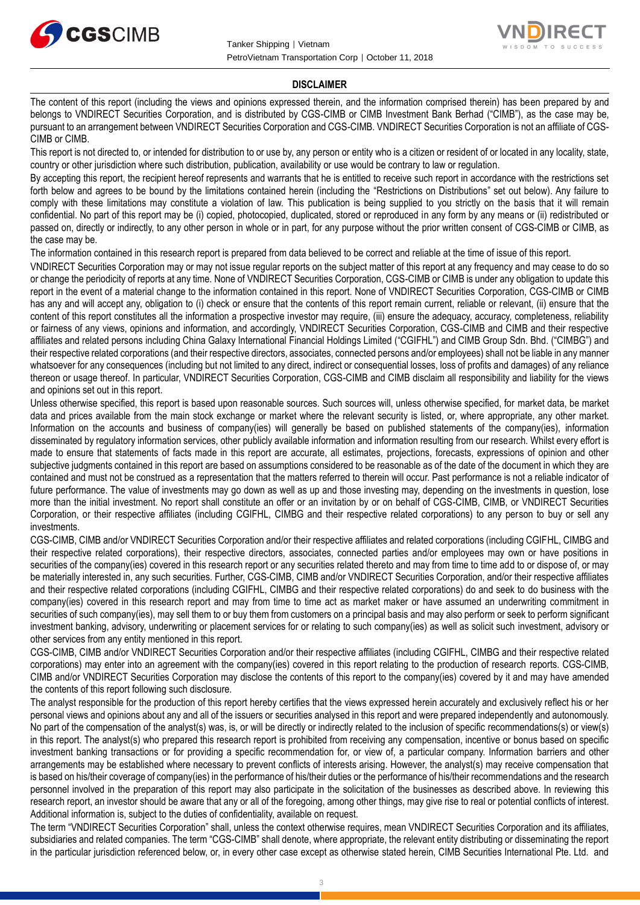## DISCLAIMER

The content of this report (including the views and opinions expressed therein, and the information comprised therein) has been prepared by and belongs to VNDIRECT Securities Corporation, and is distributed by CGS-CIMB or CIMB Investment Bank Berhad ("CIMB"), as the case may be, pursuant to an arrangement between VNDIRECT Securities Corporation and CGS-CIMB. VNDIRECT Securities Corporation is not an affiliate of CGS-CIMB or CIMB.

This report is not directed to, or intended for distribution to or use by, any person or entity who is a citizen or resident of or located in any locality, state, country or other jurisdiction where such distribution, publication, availability or use would be contrary to law or regulation.

By accepting this report, the recipient hereof represents and warrants that he is entitled to receive such report in accordance with the restrictions set forth below and agrees to be bound by the limitations contained herein (including the "Restrictions on Distributions" set out below). Any failure to comply with these limitations may constitute a violation of law. This publication is being supplied to you strictly on the basis that it will remain confidential. No part of this report may be (i) copied, photocopied, duplicated, stored or reproduced in any form by any means or (ii) redistributed or passed on, directly or indirectly, to any other person in whole or in part, for any purpose without the prior written consent of CGS-CIMB or CIMB, as the case may be.

The information contained in this research report is prepared from data believed to be correct and reliable at the time of issue of this report.

VNDIRECT Securities Corporation may or may not issue regular reports on the subject matter of this report at any frequency and may cease to do so or change the periodicity of reports at any time. None of VNDIRECT Securities Corporation, CGS-CIMB or CIMB is under any obligation to update this report in the event of a material change to the information contained in this report. None of VNDIRECT Securities Corporation, CGS-CIMB or CIMB has any and will accept any, obligation to (i) check or ensure that the contents of this report remain current, reliable or relevant, (ii) ensure that the content of this report constitutes all the information a prospective investor may require, (iii) ensure the adequacy, accuracy, completeness, reliability or fairness of any views, opinions and information, and accordingly, VNDIRECT Securities Corporation, CGS-CIMB and CIMB and their respective affiliates and related persons including China Galaxy International Financial Holdings Limited ("CGIFHL") and CIMB Group Sdn. Bhd. ("CIMBG") and their respective related corporations (and their respective directors, associates, connected persons and/or employees) shall not be liable in any manner whatsoever for any consequences (including but not limited to any direct, indirect or consequential losses, loss of profits and damages) of any reliance thereon or usage thereof. In particular, VNDIRECT Securities Corporation, CGS-CIMB and CIMB disclaim all responsibility and liability for the views and opinions set out in this report.

Unless otherwise specified, this report is based upon reasonable sources. Such sources will, unless otherwise specified, for market data, be market data and prices available from the main stock exchange or market where the relevant security is listed, or, where appropriate, any other market. Information on the accounts and business of company(ies) will generally be based on published statements of the company(ies), information disseminated by regulatory information services, other publicly available information and information resulting from our research. Whilst every effort is made to ensure that statements of facts made in this report are accurate, all estimates, projections, forecasts, expressions of opinion and other subjective judgments contained in this report are based on assumptions considered to be reasonable as of the date of the document in which they are contained and must not be construed as a representation that the matters referred to therein will occur. Past performance is not a reliable indicator of future performance. The value of investments may go down as well as up and those investing may, depending on the investments in question, lose more than the initial investment. No report shall constitute an offer or an invitation by or on behalf of CGS-CIMB, CIMB, or VNDIRECT Securities Corporation, or their respective affiliates (including CGIFHL, CIMBG and their respective related corporations) to any person to buy or sell any investments.

CGS-CIMB, CIMB and/or VNDIRECT Securities Corporation and/or their respective affiliates and related corporations (including CGIFHL, CIMBG and their respective related corporations), their respective directors, associates, connected parties and/or employees may own or have positions in securities of the company(ies) covered in this research report or any securities related thereto and may from time to time add to or dispose of, or may be materially interested in, any such securities. Further, CGS-CIMB, CIMB and/or VNDIRECT Securities Corporation, and/or their respective affiliates and their respective related corporations (including CGIFHL, CIMBG and their respective related corporations) do and seek to do business with the company(ies) covered in this research report and may from time to time act as market maker or have assumed an underwriting commitment in securities of such company(ies), may sell them to or buy them from customers on a principal basis and may also perform or seek to perform significant investment banking, advisory, underwriting or placement services for or relating to such company(ies) as well as solicit such investment, advisory or other services from any entity mentioned in this report.

CGS-CIMB, CIMB and/or VNDIRECT Securities Corporation and/or their respective affiliates (including CGIFHL, CIMBG and their respective related corporations) may enter into an agreement with the company(ies) covered in this report relating to the production of research reports. CGS-CIMB, CIMB and/or VNDIRECT Securities Corporation may disclose the contents of this report to the company(ies) covered by it and may have amended the contents of this report following such disclosure.

The analyst responsible for the production of this report hereby certifies that the views expressed herein accurately and exclusively reflect his or her personal views and opinions about any and all of the issuers or securities analysed in this report and were prepared independently and autonomously. No part of the compensation of the analyst(s) was, is, or will be directly or indirectly related to the inclusion of specific recommendations(s) or view(s) in this report. The analyst(s) who prepared this research report is prohibited from receiving any compensation, incentive or bonus based on specific investment banking transactions or for providing a specific recommendation for, or view of, a particular company. Information barriers and other arrangements may be established where necessary to prevent conflicts of interests arising. However, the analyst(s) may receive compensation that is based on his/their coverage of company(ies) in the performance of his/their duties or the performance of his/their recommendations and the research personnel involved in the preparation of this report may also participate in the solicitation of the businesses as described above. In reviewing this research report, an investor should be aware that any or all of the foregoing, among other things, may give rise to real or potential conflicts of interest. Additional information is, subject to the duties of confidentiality, available on request.

The term "VNDIRECT Securities Corporation" shall, unless the context otherwise requires, mean VNDIRECT Securities Corporation and its affiliates, subsidiaries and related companies. The term "CGS-CIMB" shall denote, where appropriate, the relevant entity distributing or disseminating the report in the particular jurisdiction referenced below, or, in every other case except as otherwise stated herein, CIMB Securities International Pte. Ltd. and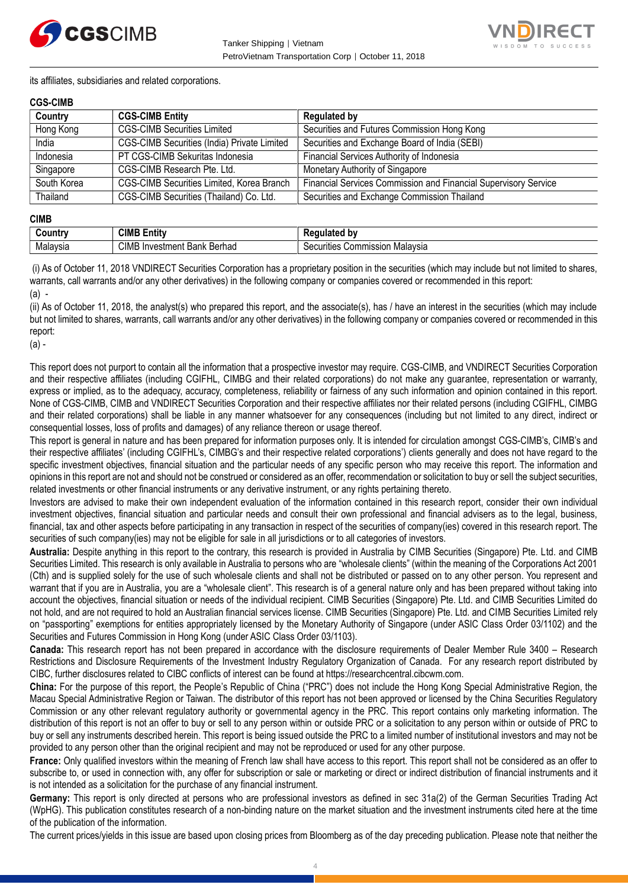its affiliates, subsidiaries and related corporations.

**CGS-CIMB**

| Country | CGS-CIMB Entity | Regulated by |
|---|---|---|
| Hong Kong | CGS-CIMB Securities Limited | Securities and Futures Commission Hong Kong |
| India | CGS-CIMB Securities (India) Private Limited | Securities and Exchange Board of India (SEBI) |
| Indonesia | PT CGS-CIMB Sekuritas Indonesia | Financial Services Authority of Indonesia |
| Singapore | CGS-CIMB Research Pte. Ltd. | Monetary Authority of Singapore |
| South Korea | CGS-CIMB Securities Limited, Korea Branch | Financial Services Commission and Financial Supervisory Service |
| Thailand | CGS-CIMB Securities (Thailand) Co. Ltd. | Securities and Exchange Commission Thailand |

**CIMB**

| Country | CIMB Entity | Regulated by |
|---|---|---|
| Malaysia | CIMB Investment Bank Berhad | Securities Commission Malaysia |

(i) As of October 11, 2018 VNDIRECT Securities Corporation has a proprietary position in the securities (which may include but not limited to shares, warrants, call warrants and/or any other derivatives) in the following company or companies covered or recommended in this report:

(a) -

(ii) As of October 11, 2018, the analyst(s) who prepared this report, and the associate(s), has / have an interest in the securities (which may include but not limited to shares, warrants, call warrants and/or any other derivatives) in the following company or companies covered or recommended in this report:

(a) -

This report does not purport to contain all the information that a prospective investor may require. CGS-CIMB, and VNDIRECT Securities Corporation and their respective affiliates (including CGIFHL, CIMBG and their related corporations) do not make any guarantee, representation or warranty, express or implied, as to the adequacy, accuracy, completeness, reliability or fairness of any such information and opinion contained in this report. None of CGS-CIMB, CIMB and VNDIRECT Securities Corporation and their respective affiliates nor their related persons (including CGIFHL, CIMBG and their related corporations) shall be liable in any manner whatsoever for any consequences (including but not limited to any direct, indirect or consequential losses, loss of profits and damages) of any reliance thereon or usage thereof.

This report is general in nature and has been prepared for information purposes only. It is intended for circulation amongst CGS-CIMB's, CIMB's and their respective affiliates' (including CGIFHL's, CIMBG's and their respective related corporations') clients generally and does not have regard to the specific investment objectives, financial situation and the particular needs of any specific person who may receive this report. The information and opinions in this report are not and should not be construed or considered as an offer, recommendation or solicitation to buy or sell the subject securities, related investments or other financial instruments or any derivative instrument, or any rights pertaining thereto.

Investors are advised to make their own independent evaluation of the information contained in this research report, consider their own individual investment objectives, financial situation and particular needs and consult their own professional and financial advisers as to the legal, business, financial, tax and other aspects before participating in any transaction in respect of the securities of company(ies) covered in this research report. The securities of such company(ies) may not be eligible for sale in all jurisdictions or to all categories of investors.

**Australia:** Despite anything in this report to the contrary, this research is provided in Australia by CIMB Securities (Singapore) Pte. Ltd. and CIMB Securities Limited. This research is only available in Australia to persons who are "wholesale clients" (within the meaning of the Corporations Act 2001 (Cth) and is supplied solely for the use of such wholesale clients and shall not be distributed or passed on to any other person. You represent and warrant that if you are in Australia, you are a "wholesale client". This research is of a general nature only and has been prepared without taking into account the objectives, financial situation or needs of the individual recipient. CIMB Securities (Singapore) Pte. Ltd. and CIMB Securities Limited do not hold, and are not required to hold an Australian financial services license. CIMB Securities (Singapore) Pte. Ltd. and CIMB Securities Limited rely on "passporting" exemptions for entities appropriately licensed by the Monetary Authority of Singapore (under ASIC Class Order 03/1102) and the Securities and Futures Commission in Hong Kong (under ASIC Class Order 03/1103).

**Canada:** This research report has not been prepared in accordance with the disclosure requirements of Dealer Member Rule 3400 – Research Restrictions and Disclosure Requirements of the Investment Industry Regulatory Organization of Canada. For any research report distributed by CIBC, further disclosures related to CIBC conflicts of interest can be found at https://researchcentral.cibcwm.com.

**China:** For the purpose of this report, the People's Republic of China ("PRC") does not include the Hong Kong Special Administrative Region, the Macau Special Administrative Region or Taiwan. The distributor of this report has not been approved or licensed by the China Securities Regulatory Commission or any other relevant regulatory authority or governmental agency in the PRC. This report contains only marketing information. The distribution of this report is not an offer to buy or sell to any person within or outside PRC or a solicitation to any person within or outside of PRC to buy or sell any instruments described herein. This report is being issued outside the PRC to a limited number of institutional investors and may not be provided to any person other than the original recipient and may not be reproduced or used for any other purpose.

**France:** Only qualified investors within the meaning of French law shall have access to this report. This report shall not be considered as an offer to subscribe to, or used in connection with, any offer for subscription or sale or marketing or direct or indirect distribution of financial instruments and it is not intended as a solicitation for the purchase of any financial instrument.

**Germany:** This report is only directed at persons who are professional investors as defined in sec 31a(2) of the German Securities Trading Act (WpHG). This publication constitutes research of a non-binding nature on the market situation and the investment instruments cited here at the time of the publication of the information.

The current prices/yields in this issue are based upon closing prices from Bloomberg as of the day preceding publication. Please note that neither the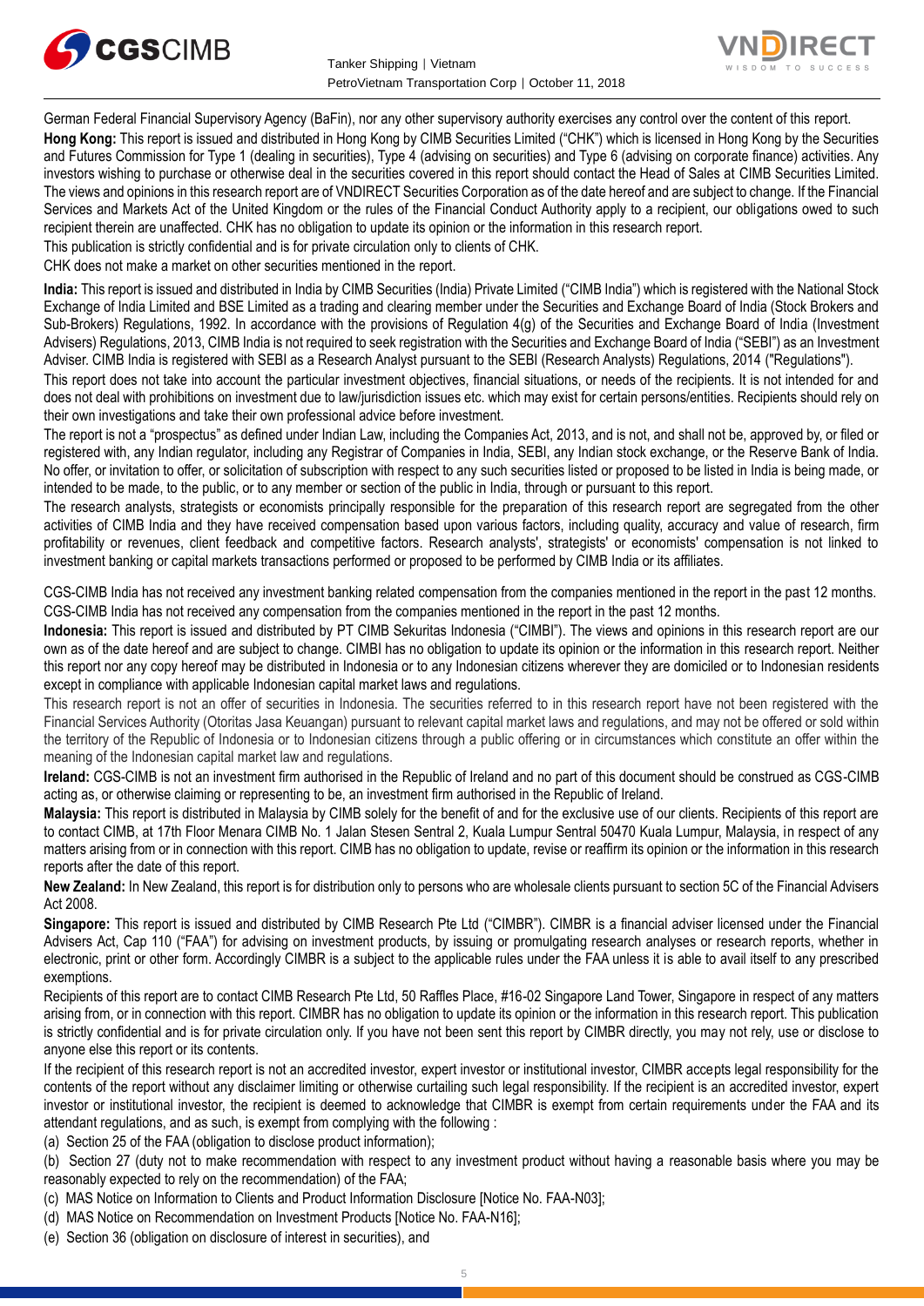German Federal Financial Supervisory Agency (BaFin), nor any other supervisory authority exercises any control over the content of this report.

**Hong Kong:** This report is issued and distributed in Hong Kong by CIMB Securities Limited ("CHK") which is licensed in Hong Kong by the Securities and Futures Commission for Type 1 (dealing in securities), Type 4 (advising on securities) and Type 6 (advising on corporate finance) activities. Any investors wishing to purchase or otherwise deal in the securities covered in this report should contact the Head of Sales at CIMB Securities Limited. The views and opinions in this research report are of VNDIRECT Securities Corporation as of the date hereof and are subject to change. If the Financial Services and Markets Act of the United Kingdom or the rules of the Financial Conduct Authority apply to a recipient, our obligations owed to such recipient therein are unaffected. CHK has no obligation to update its opinion or the information in this research report.

This publication is strictly confidential and is for private circulation only to clients of CHK.

CHK does not make a market on other securities mentioned in the report.

**India:** This report is issued and distributed in India by CIMB Securities (India) Private Limited ("CIMB India") which is registered with the National Stock Exchange of India Limited and BSE Limited as a trading and clearing member under the Securities and Exchange Board of India (Stock Brokers and Sub-Brokers) Regulations, 1992. In accordance with the provisions of Regulation 4(g) of the Securities and Exchange Board of India (Investment Advisers) Regulations, 2013, CIMB India is not required to seek registration with the Securities and Exchange Board of India ("SEBI") as an Investment Adviser. CIMB India is registered with SEBI as a Research Analyst pursuant to the SEBI (Research Analysts) Regulations, 2014 ("Regulations").

This report does not take into account the particular investment objectives, financial situations, or needs of the recipients. It is not intended for and does not deal with prohibitions on investment due to law/jurisdiction issues etc. which may exist for certain persons/entities. Recipients should rely on their own investigations and take their own professional advice before investment.

The report is not a "prospectus" as defined under Indian Law, including the Companies Act, 2013, and is not, and shall not be, approved by, or filed or registered with, any Indian regulator, including any Registrar of Companies in India, SEBI, any Indian stock exchange, or the Reserve Bank of India. No offer, or invitation to offer, or solicitation of subscription with respect to any such securities listed or proposed to be listed in India is being made, or intended to be made, to the public, or to any member or section of the public in India, through or pursuant to this report.

The research analysts, strategists or economists principally responsible for the preparation of this research report are segregated from the other activities of CIMB India and they have received compensation based upon various factors, including quality, accuracy and value of research, firm profitability or revenues, client feedback and competitive factors. Research analysts', strategists' or economists' compensation is not linked to investment banking or capital markets transactions performed or proposed to be performed by CIMB India or its affiliates.

CGS-CIMB India has not received any investment banking related compensation from the companies mentioned in the report in the past 12 months. CGS-CIMB India has not received any compensation from the companies mentioned in the report in the past 12 months.

**Indonesia:** This report is issued and distributed by PT CIMB Sekuritas Indonesia ("CIMBI"). The views and opinions in this research report are our own as of the date hereof and are subject to change. CIMBI has no obligation to update its opinion or the information in this research report. Neither this report nor any copy hereof may be distributed in Indonesia or to any Indonesian citizens wherever they are domiciled or to Indonesian residents except in compliance with applicable Indonesian capital market laws and regulations.

This research report is not an offer of securities in Indonesia. The securities referred to in this research report have not been registered with the Financial Services Authority (Otoritas Jasa Keuangan) pursuant to relevant capital market laws and regulations, and may not be offered or sold within the territory of the Republic of Indonesia or to Indonesian citizens through a public offering or in circumstances which constitute an offer within the meaning of the Indonesian capital market law and regulations.

**Ireland:** CGS-CIMB is not an investment firm authorised in the Republic of Ireland and no part of this document should be construed as CGS-CIMB acting as, or otherwise claiming or representing to be, an investment firm authorised in the Republic of Ireland.

**Malaysia:** This report is distributed in Malaysia by CIMB solely for the benefit of and for the exclusive use of our clients. Recipients of this report are to contact CIMB, at 17th Floor Menara CIMB No. 1 Jalan Stesen Sentral 2, Kuala Lumpur Sentral 50470 Kuala Lumpur, Malaysia, in respect of any matters arising from or in connection with this report. CIMB has no obligation to update, revise or reaffirm its opinion or the information in this research reports after the date of this report.

**New Zealand:** In New Zealand, this report is for distribution only to persons who are wholesale clients pursuant to section 5C of the Financial Advisers Act 2008.

**Singapore:** This report is issued and distributed by CIMB Research Pte Ltd ("CIMBR"). CIMBR is a financial adviser licensed under the Financial Advisers Act, Cap 110 ("FAA") for advising on investment products, by issuing or promulgating research analyses or research reports, whether in electronic, print or other form. Accordingly CIMBR is a subject to the applicable rules under the FAA unless it is able to avail itself to any prescribed exemptions.

Recipients of this report are to contact CIMB Research Pte Ltd, 50 Raffles Place, #16-02 Singapore Land Tower, Singapore in respect of any matters arising from, or in connection with this report. CIMBR has no obligation to update its opinion or the information in this research report. This publication is strictly confidential and is for private circulation only. If you have not been sent this report by CIMBR directly, you may not rely, use or disclose to anyone else this report or its contents.

If the recipient of this research report is not an accredited investor, expert investor or institutional investor, CIMBR accepts legal responsibility for the contents of the report without any disclaimer limiting or otherwise curtailing such legal responsibility. If the recipient is an accredited investor, expert investor or institutional investor, the recipient is deemed to acknowledge that CIMBR is exempt from certain requirements under the FAA and its attendant regulations, and as such, is exempt from complying with the following :

(a) Section 25 of the FAA (obligation to disclose product information);

(b) Section 27 (duty not to make recommendation with respect to any investment product without having a reasonable basis where you may be reasonably expected to rely on the recommendation) of the FAA;

(c) MAS Notice on Information to Clients and Product Information Disclosure [Notice No. FAA-N03];

(d) MAS Notice on Recommendation on Investment Products [Notice No. FAA-N16];

(e) Section 36 (obligation on disclosure of interest in securities), and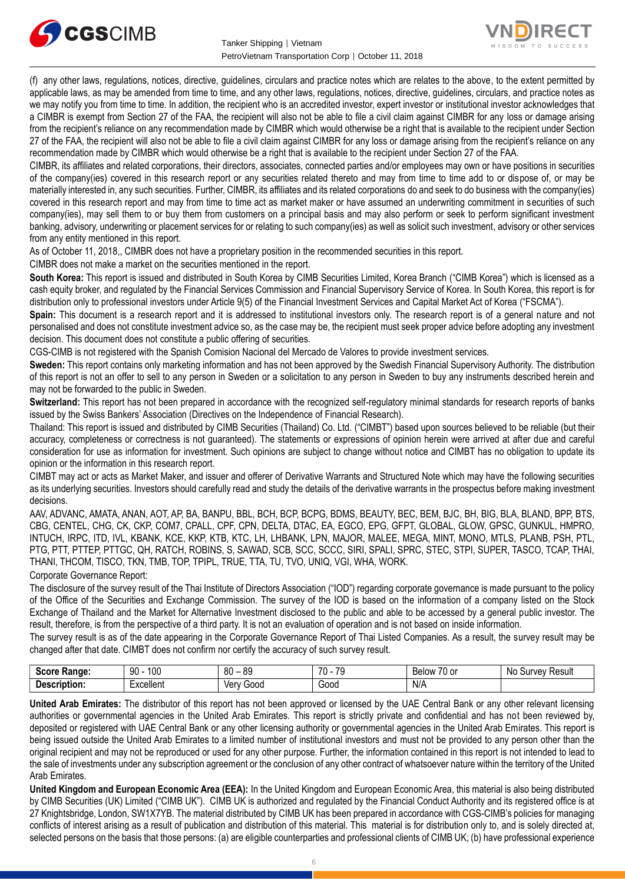(f) any other laws, regulations, notices, directive, guidelines, circulars and practice notes which are relates to the above, to the extent permitted by applicable laws, as may be amended from time to time, and any other laws, regulations, notices, directive, guidelines, circulars, and practice notes as we may notify you from time to time. In addition, the recipient who is an accredited investor, expert investor or institutional investor acknowledges that a CIMBR is exempt from Section 27 of the FAA, the recipient will also not be able to file a civil claim against CIMBR for any loss or damage arising from the recipient's reliance on any recommendation made by CIMBR which would otherwise be a right that is available to the recipient under Section 27 of the FAA, the recipient will also not be able to file a civil claim against CIMBR for any loss or damage arising from the recipient's reliance on any recommendation made by CIMBR which would otherwise be a right that is available to the recipient under Section 27 of the FAA.

CIMBR, its affiliates and related corporations, their directors, associates, connected parties and/or employees may own or have positions in securities of the company(ies) covered in this research report or any securities related thereto and may from time to time add to or dispose of, or may be materially interested in, any such securities. Further, CIMBR, its affiliates and its related corporations do and seek to do business with the company(ies) covered in this research report and may from time to time act as market maker or have assumed an underwriting commitment in securities of such company(ies), may sell them to or buy them from customers on a principal basis and may also perform or seek to perform significant investment banking, advisory, underwriting or placement services for or relating to such company(ies) as well as solicit such investment, advisory or other services from any entity mentioned in this report.

As of October 11, 2018,, CIMBR does not have a proprietary position in the recommended securities in this report.

CIMBR does not make a market on the securities mentioned in the report.

**South Korea:** This report is issued and distributed in South Korea by CIMB Securities Limited, Korea Branch ("CIMB Korea") which is licensed as a cash equity broker, and regulated by the Financial Services Commission and Financial Supervisory Service of Korea. In South Korea, this report is for distribution only to professional investors under Article 9(5) of the Financial Investment Services and Capital Market Act of Korea ("FSCMA").

**Spain:** This document is a research report and it is addressed to institutional investors only. The research report is of a general nature and not personalised and does not constitute investment advice so, as the case may be, the recipient must seek proper advice before adopting any investment decision. This document does not constitute a public offering of securities.

CGS-CIMB is not registered with the Spanish Comision Nacional del Mercado de Valores to provide investment services.

**Sweden:** This report contains only marketing information and has not been approved by the Swedish Financial Supervisory Authority. The distribution of this report is not an offer to sell to any person in Sweden or a solicitation to any person in Sweden to buy any instruments described herein and may not be forwarded to the public in Sweden.

**Switzerland:** This report has not been prepared in accordance with the recognized self-regulatory minimal standards for research reports of banks issued by the Swiss Bankers' Association (Directives on the Independence of Financial Research).

Thailand: This report is issued and distributed by CIMB Securities (Thailand) Co. Ltd. ("CIMBT") based upon sources believed to be reliable (but their accuracy, completeness or correctness is not guaranteed). The statements or expressions of opinion herein were arrived at after due and careful consideration for use as information for investment. Such opinions are subject to change without notice and CIMBT has no obligation to update its opinion or the information in this research report.

CIMBT may act or acts as Market Maker, and issuer and offerer of Derivative Warrants and Structured Note which may have the following securities as its underlying securities. Investors should carefully read and study the details of the derivative warrants in the prospectus before making investment decisions.

AAV, ADVANC, AMATA, ANAN, AOT, AP, BA, BANPU, BBL, BCH, BCP, BCPG, BDMS, BEAUTY, BEC, BEM, BJC, BH, BIG, BLA, BLAND, BPP, BTS, CBG, CENTEL, CHG, CK, CKP, COM7, CPALL, CPF, CPN, DELTA, DTAC, EA, EGCO, EPG, GFPT, GLOBAL, GLOW, GPSC, GUNKUL, HMPRO, INTUCH, IRPC, ITD, IVL, KBANK, KCE, KKP, KTB, KTC, LH, LHBANK, LPN, MAJOR, MALEE, MEGA, MINT, MONO, MTLS, PLANB, PSH, PTL, PTG, PTT, PTTEP, PTTGC, QH, RATCH, ROBINS, S, SAWAD, SCB, SCC, SCCC, SIRI, SPALI, SPRC, STEC, STPI, SUPER, TASCO, TCAP, THAI, THANI, THCOM, TISCO, TKN, TMB, TOP, TPIPL, TRUE, TTA, TU, TVO, UNIQ, VGI, WHA, WORK.

Corporate Governance Report:

The disclosure of the survey result of the Thai Institute of Directors Association ("IOD") regarding corporate governance is made pursuant to the policy of the Office of the Securities and Exchange Commission. The survey of the IOD is based on the information of a company listed on the Stock Exchange of Thailand and the Market for Alternative Investment disclosed to the public and able to be accessed by a general public investor. The result, therefore, is from the perspective of a third party. It is not an evaluation of operation and is not based on inside information.

The survey result is as of the date appearing in the Corporate Governance Report of Thai Listed Companies. As a result, the survey result may be changed after that date. CIMBT does not confirm nor certify the accuracy of such survey result.

| **Score Range:** | 90 - 100 | 80 – 89 | 70 - 79 | Below 70 or | No Survey Result |
|---|---|---|---|---|---|
| **Description:** | Excellent | Very Good | Good | N/A | |

**United Arab Emirates:** The distributor of this report has not been approved or licensed by the UAE Central Bank or any other relevant licensing authorities or governmental agencies in the United Arab Emirates. This report is strictly private and confidential and has not been reviewed by, deposited or registered with UAE Central Bank or any other licensing authority or governmental agencies in the United Arab Emirates. This report is being issued outside the United Arab Emirates to a limited number of institutional investors and must not be provided to any person other than the original recipient and may not be reproduced or used for any other purpose. Further, the information contained in this report is not intended to lead to the sale of investments under any subscription agreement or the conclusion of any other contract of whatsoever nature within the territory of the United Arab Emirates.

**United Kingdom and European Economic Area (EEA):** In the United Kingdom and European Economic Area, this material is also being distributed by CIMB Securities (UK) Limited ("CIMB UK"). CIMB UK is authorized and regulated by the Financial Conduct Authority and its registered office is at 27 Knightsbridge, London, SW1X7YB. The material distributed by CIMB UK has been prepared in accordance with CGS-CIMB's policies for managing conflicts of interest arising as a result of publication and distribution of this material. This material is for distribution only to, and is solely directed at, selected persons on the basis that those persons: (a) are eligible counterparties and professional clients of CIMB UK; (b) have professional experience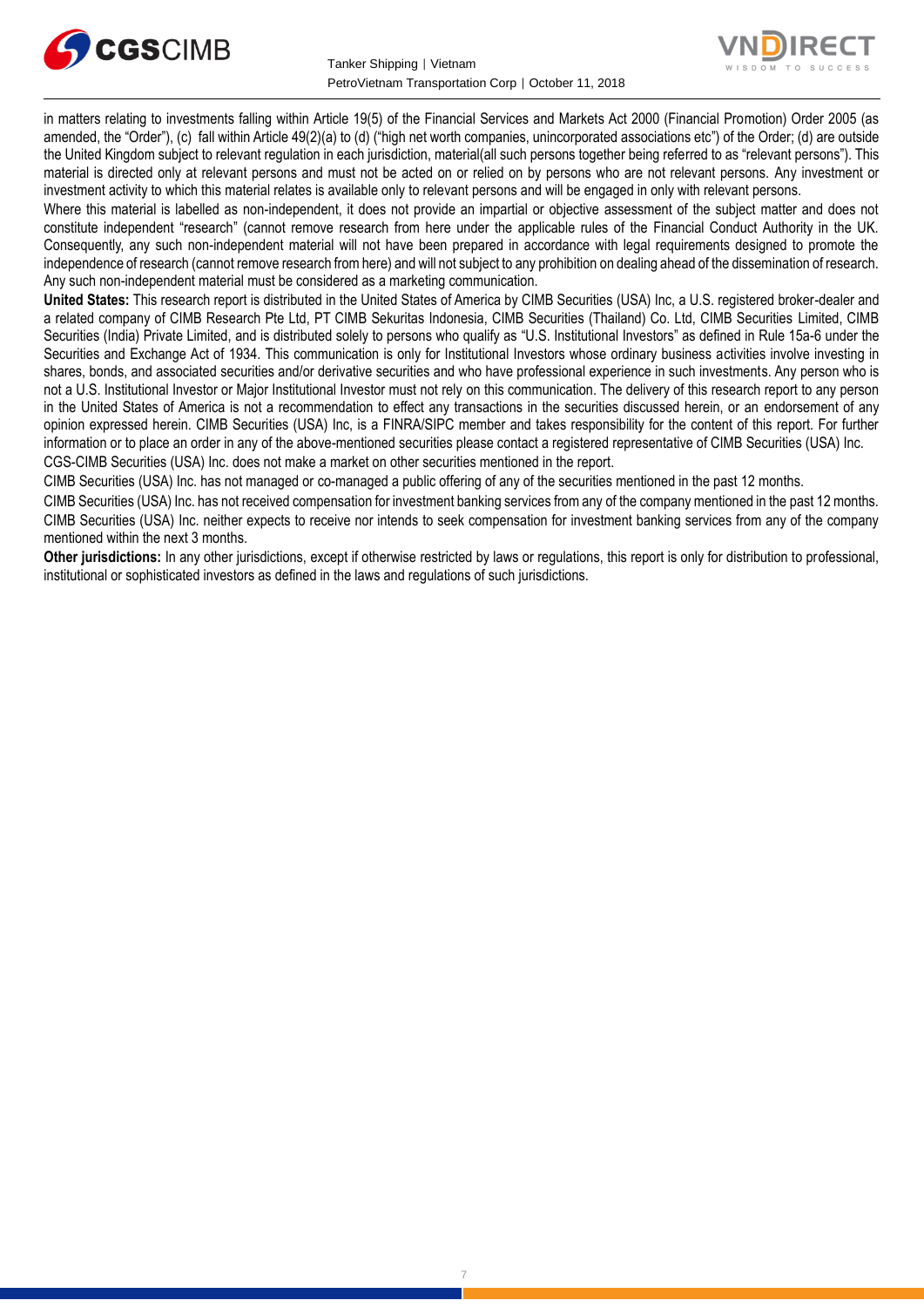in matters relating to investments falling within Article 19(5) of the Financial Services and Markets Act 2000 (Financial Promotion) Order 2005 (as amended, the "Order"), (c) fall within Article 49(2)(a) to (d) ("high net worth companies, unincorporated associations etc") of the Order; (d) are outside the United Kingdom subject to relevant regulation in each jurisdiction, material(all such persons together being referred to as "relevant persons"). This material is directed only at relevant persons and must not be acted on or relied on by persons who are not relevant persons. Any investment or investment activity to which this material relates is available only to relevant persons and will be engaged in only with relevant persons.

Where this material is labelled as non-independent, it does not provide an impartial or objective assessment of the subject matter and does not constitute independent "research" (cannot remove research from here under the applicable rules of the Financial Conduct Authority in the UK. Consequently, any such non-independent material will not have been prepared in accordance with legal requirements designed to promote the independence of research (cannot remove research from here) and will not subject to any prohibition on dealing ahead of the dissemination of research. Any such non-independent material must be considered as a marketing communication.

**United States:** This research report is distributed in the United States of America by CIMB Securities (USA) Inc, a U.S. registered broker-dealer and a related company of CIMB Research Pte Ltd, PT CIMB Sekuritas Indonesia, CIMB Securities (Thailand) Co. Ltd, CIMB Securities Limited, CIMB Securities (India) Private Limited, and is distributed solely to persons who qualify as "U.S. Institutional Investors" as defined in Rule 15a-6 under the Securities and Exchange Act of 1934. This communication is only for Institutional Investors whose ordinary business activities involve investing in shares, bonds, and associated securities and/or derivative securities and who have professional experience in such investments. Any person who is not a U.S. Institutional Investor or Major Institutional Investor must not rely on this communication. The delivery of this research report to any person in the United States of America is not a recommendation to effect any transactions in the securities discussed herein, or an endorsement of any opinion expressed herein. CIMB Securities (USA) Inc, is a FINRA/SIPC member and takes responsibility for the content of this report. For further information or to place an order in any of the above-mentioned securities please contact a registered representative of CIMB Securities (USA) Inc.

CGS-CIMB Securities (USA) Inc. does not make a market on other securities mentioned in the report.

CIMB Securities (USA) Inc. has not managed or co-managed a public offering of any of the securities mentioned in the past 12 months.

CIMB Securities (USA) Inc. has not received compensation for investment banking services from any of the company mentioned in the past 12 months.

CIMB Securities (USA) Inc. neither expects to receive nor intends to seek compensation for investment banking services from any of the company mentioned within the next 3 months.

**Other jurisdictions:** In any other jurisdictions, except if otherwise restricted by laws or regulations, this report is only for distribution to professional, institutional or sophisticated investors as defined in the laws and regulations of such jurisdictions.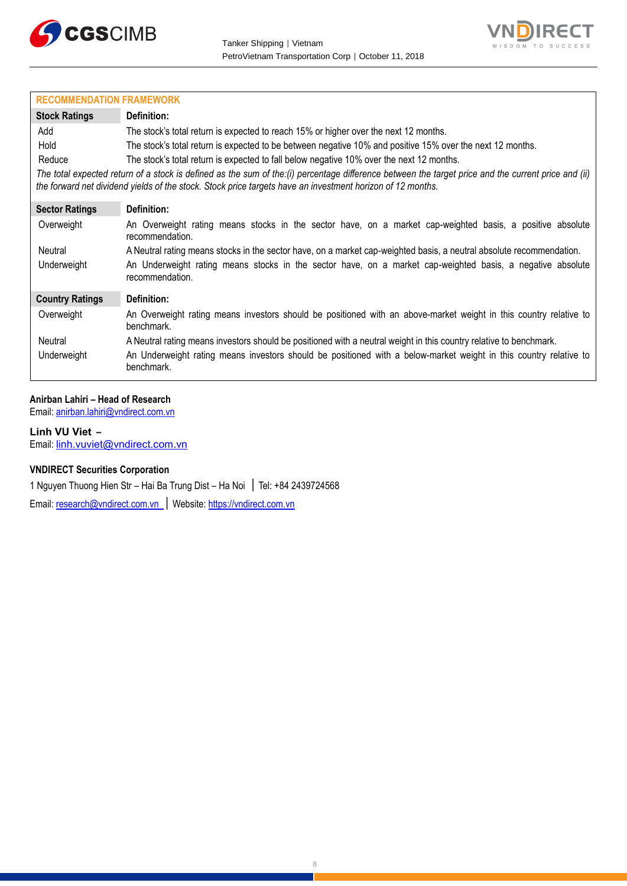## RECOMMENDATION FRAMEWORK

| Stock Ratings | Definition: |
|---|---|
| Add | The stock's total return is expected to reach 15% or higher over the next 12 months. |
| Hold | The stock's total return is expected to be between negative 10% and positive 15% over the next 12 months. |
| Reduce | The stock's total return is expected to fall below negative 10% over the next 12 months. |

*The total expected return of a stock is defined as the sum of the:(i) percentage difference between the target price and the current price and (ii) the forward net dividend yields of the stock. Stock price targets have an investment horizon of 12 months.*

| Sector Ratings | Definition: |
|---|---|
| Overweight | An Overweight rating means stocks in the sector have, on a market cap-weighted basis, a positive absolute recommendation. |
| Neutral | A Neutral rating means stocks in the sector have, on a market cap-weighted basis, a neutral absolute recommendation. |
| Underweight | An Underweight rating means stocks in the sector have, on a market cap-weighted basis, a negative absolute recommendation. |

| Country Ratings | Definition: |
|---|---|
| Overweight | An Overweight rating means investors should be positioned with an above-market weight in this country relative to benchmark. |
| Neutral | A Neutral rating means investors should be positioned with a neutral weight in this country relative to benchmark. |
| Underweight | An Underweight rating means investors should be positioned with a below-market weight in this country relative to benchmark. |

**Anirban Lahiri – Head of Research**
Email: anirban.lahiri@vndirect.com.vn

**Linh VU Viet –**
Email: linh.vuviet@vndirect.com.vn

**VNDIRECT Securities Corporation**

1 Nguyen Thuong Hien Str – Hai Ba Trung Dist – Ha Noi | Tel: +84 2439724568

Email: research@vndirect.com.vn | Website: https://vndirect.com.vn